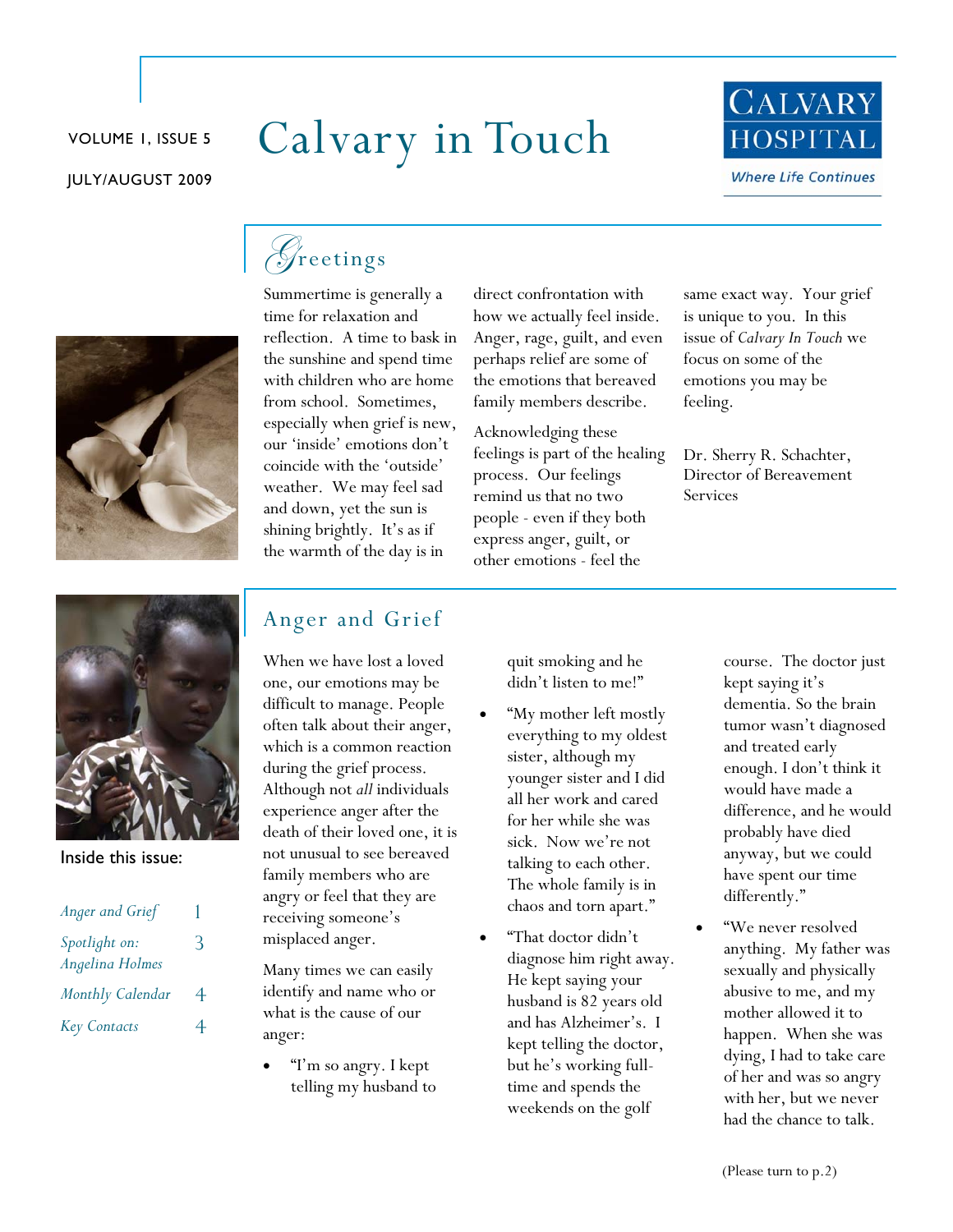VOLUME 1, ISSUE 5

JULY/AUGUST 2009

# Calvary in Touch

CALVARY HOSPITAL
*Where Life Continues*

## Greetings

Summertime is generally a time for relaxation and reflection. A time to bask in the sunshine and spend time with children who are home from school. Sometimes, especially when grief is new, our 'inside' emotions don't coincide with the 'outside' weather. We may feel sad and down, yet the sun is shining brightly. It's as if the warmth of the day is in direct confrontation with how we actually feel inside. Anger, rage, guilt, and even perhaps relief are some of the emotions that bereaved family members describe.

Acknowledging these feelings is part of the healing process. Our feelings remind us that no two people - even if they both express anger, guilt, or other emotions - feel the same exact way. Your grief is unique to you. In this issue of *Calvary In Touch* we focus on some of the emotions you may be feeling.

Dr. Sherry R. Schachter,
Director of Bereavement Services

Inside this issue:

| | |
|---|---|
| *Anger and Grief* | 1 |
| *Spotlight on: Angelina Holmes* | 3 |
| *Monthly Calendar* | 4 |
| *Key Contacts* | 4 |

## Anger and Grief

When we have lost a loved one, our emotions may be difficult to manage. People often talk about their anger, which is a common reaction during the grief process. Although not *all* individuals experience anger after the death of their loved one, it is not unusual to see bereaved family members who are angry or feel that they are receiving someone's misplaced anger.

Many times we can easily identify and name who or what is the cause of our anger:

- "I'm so angry. I kept telling my husband to quit smoking and he didn't listen to me!"
- "My mother left mostly everything to my oldest sister, although my younger sister and I did all her work and cared for her while she was sick. Now we're not talking to each other. The whole family is in chaos and torn apart."
- "That doctor didn't diagnose him right away. He kept saying your husband is 82 years old and has Alzheimer's. I kept telling the doctor, but he's working full-time and spends the weekends on the golf course. The doctor just kept saying it's dementia. So the brain tumor wasn't diagnosed and treated early enough. I don't think it would have made a difference, and he would probably have died anyway, but we could have spent our time differently."
- "We never resolved anything. My father was sexually and physically abusive to me, and my mother allowed it to happen. When she was dying, I had to take care of her and was so angry with her, but we never had the chance to talk.

(Please turn to p.2)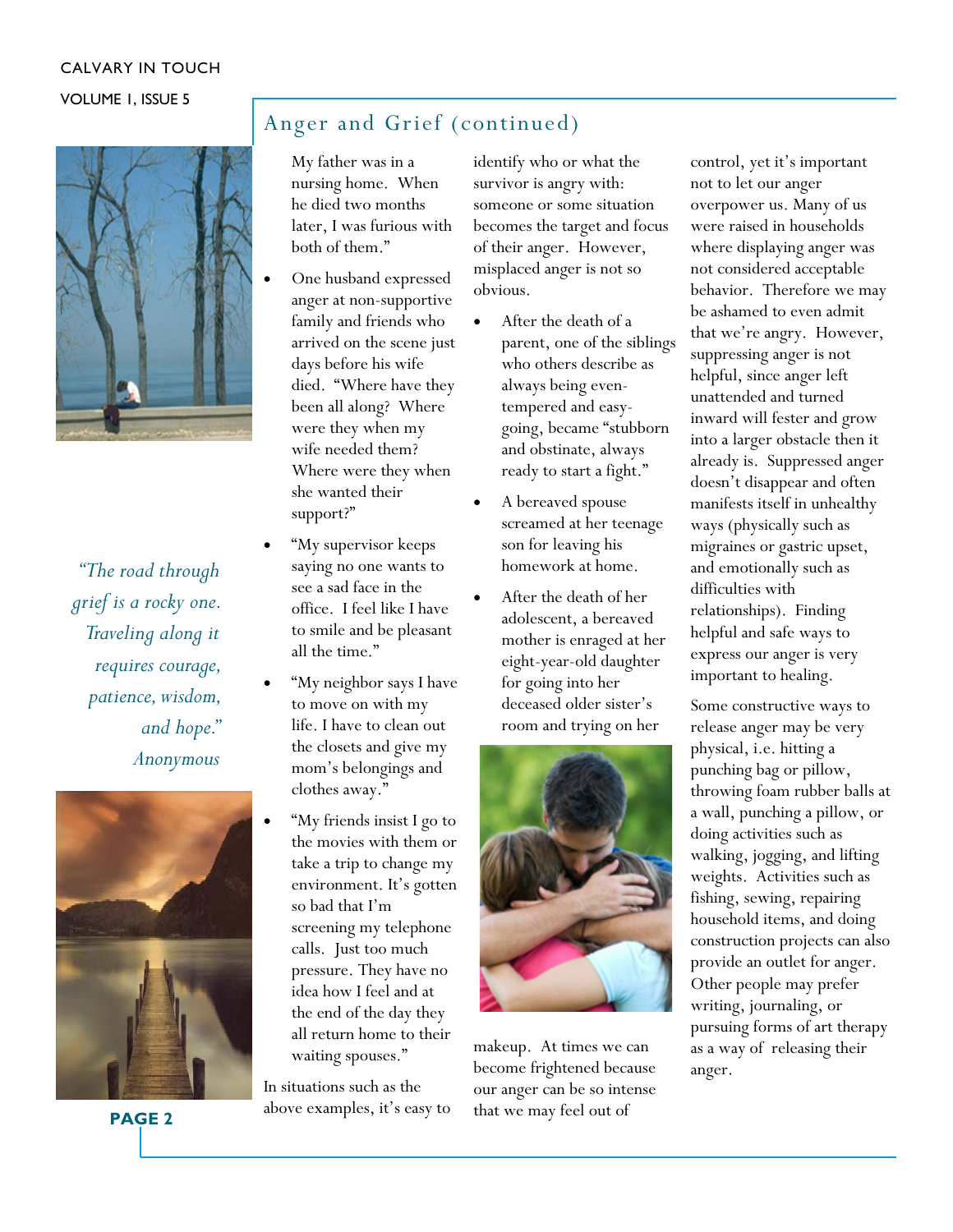## Anger and Grief (continued)

My father was in a nursing home. When he died two months later, I was furious with both of them."

- One husband expressed anger at non-supportive family and friends who arrived on the scene just days before his wife died. "Where have they been all along? Where were they when my wife needed them? Where were they when she wanted their support?"
- "My supervisor keeps saying no one wants to see a sad face in the office. I feel like I have to smile and be pleasant all the time."
- "My neighbor says I have to move on with my life. I have to clean out the closets and give my mom's belongings and clothes away."
- "My friends insist I go to the movies with them or take a trip to change my environment. It's gotten so bad that I'm screening my telephone calls. Just too much pressure. They have no idea how I feel and at the end of the day they all return home to their waiting spouses."

In situations such as the above examples, it's easy to identify who or what the survivor is angry with: someone or some situation becomes the target and focus of their anger. However, misplaced anger is not so obvious.

- After the death of a parent, one of the siblings who others describe as always being even-tempered and easy-going, became "stubborn and obstinate, always ready to start a fight."
- A bereaved spouse screamed at her teenage son for leaving his homework at home.
- After the death of her adolescent, a bereaved mother is enraged at her eight-year-old daughter for going into her deceased older sister's room and trying on her makeup.

At times we can become frightened because our anger can be so intense that we may feel out of control, yet it's important not to let our anger overpower us. Many of us were raised in households where displaying anger was not considered acceptable behavior. Therefore we may be ashamed to even admit that we're angry. However, suppressing anger is not helpful, since anger left unattended and turned inward will fester and grow into a larger obstacle then it already is. Suppressed anger doesn't disappear and often manifests itself in unhealthy ways (physically such as migraines or gastric upset, and emotionally such as difficulties with relationships). Finding helpful and safe ways to express our anger is very important to healing.

Some constructive ways to release anger may be very physical, i.e. hitting a punching bag or pillow, throwing foam rubber balls at a wall, punching a pillow, or doing activities such as walking, jogging, and lifting weights. Activities such as fishing, sewing, repairing household items, and doing construction projects can also provide an outlet for anger. Other people may prefer writing, journaling, or pursuing forms of art therapy as a way of releasing their anger.

*"The road through grief is a rocky one. Traveling along it requires courage, patience, wisdom, and hope."*
*Anonymous*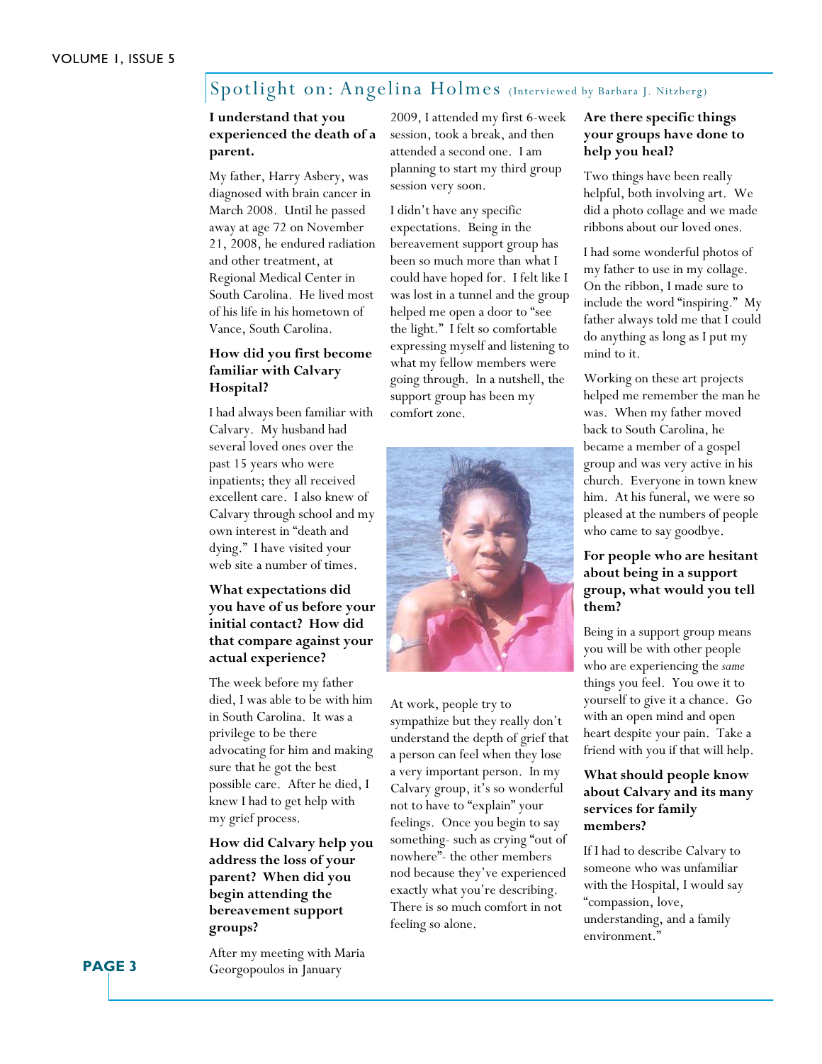## Spotlight on: Angelina Holmes (Interviewed by Barbara J. Nitzberg)

**I understand that you experienced the death of a parent.**

My father, Harry Asbery, was diagnosed with brain cancer in March 2008. Until he passed away at age 72 on November 21, 2008, he endured radiation and other treatment, at Regional Medical Center in South Carolina. He lived most of his life in his hometown of Vance, South Carolina.

**How did you first become familiar with Calvary Hospital?**

I had always been familiar with Calvary. My husband had several loved ones over the past 15 years who were inpatients; they all received excellent care. I also knew of Calvary through school and my own interest in "death and dying." I have visited your web site a number of times.

**What expectations did you have of us before your initial contact? How did that compare against your actual experience?**

The week before my father died, I was able to be with him in South Carolina. It was a privilege to be there advocating for him and making sure that he got the best possible care. After he died, I knew I had to get help with my grief process.

**How did Calvary help you address the loss of your parent? When did you begin attending the bereavement support groups?**

After my meeting with Maria Georgopoulos in January 2009, I attended my first 6-week session, took a break, and then attended a second one. I am planning to start my third group session very soon.

I didn't have any specific expectations. Being in the bereavement support group has been so much more than what I could have hoped for. I felt like I was lost in a tunnel and the group helped me open a door to "see the light." I felt so comfortable expressing myself and listening to what my fellow members were going through. In a nutshell, the support group has been my comfort zone.

At work, people try to sympathize but they really don't understand the depth of grief that a person can feel when they lose a very important person. In my Calvary group, it's so wonderful not to have to "explain" your feelings. Once you begin to say something- such as crying "out of nowhere"- the other members nod because they've experienced exactly what you're describing. There is so much comfort in not feeling so alone.

**Are there specific things your groups have done to help you heal?**

Two things have been really helpful, both involving art. We did a photo collage and we made ribbons about our loved ones.

I had some wonderful photos of my father to use in my collage. On the ribbon, I made sure to include the word "inspiring." My father always told me that I could do anything as long as I put my mind to it.

Working on these art projects helped me remember the man he was. When my father moved back to South Carolina, he became a member of a gospel group and was very active in his church. Everyone in town knew him. At his funeral, we were so pleased at the numbers of people who came to say goodbye.

**For people who are hesitant about being in a support group, what would you tell them?**

Being in a support group means you will be with other people who are experiencing the *same* things you feel. You owe it to yourself to give it a chance. Go with an open mind and open heart despite your pain. Take a friend with you if that will help.

**What should people know about Calvary and its many services for family members?**

If I had to describe Calvary to someone who was unfamiliar with the Hospital, I would say "compassion, love, understanding, and a family environment."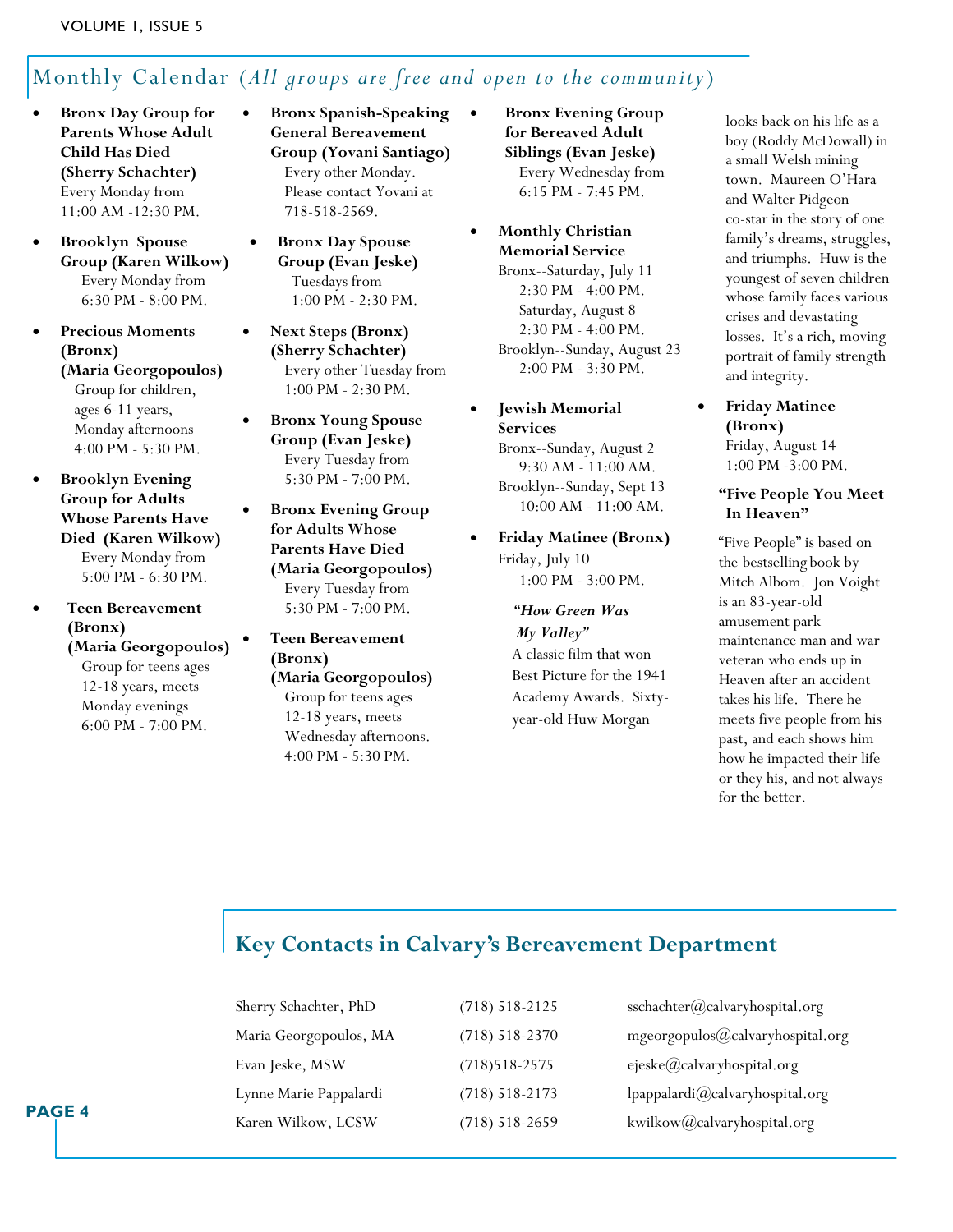## Monthly Calendar (*All groups are free and open to the community*)

- **Bronx Day Group for Parents Whose Adult Child Has Died (Sherry Schachter)**
  Every Monday from 11:00 AM -12:30 PM.
- **Brooklyn Spouse Group (Karen Wilkow)**
  Every Monday from 6:30 PM - 8:00 PM.
- **Precious Moments (Bronx) (Maria Georgopoulos)**
  Group for children, ages 6-11 years, Monday afternoons 4:00 PM - 5:30 PM.
- **Brooklyn Evening Group for Adults Whose Parents Have Died (Karen Wilkow)**
  Every Monday from 5:00 PM - 6:30 PM.
- **Teen Bereavement (Bronx) (Maria Georgopoulos)**
  Group for teens ages 12-18 years, meets Monday evenings 6:00 PM - 7:00 PM.
- **Bronx Spanish-Speaking General Bereavement Group (Yovani Santiago)**
  Every other Monday. Please contact Yovani at 718-518-2569.
- **Bronx Day Spouse Group (Evan Jeske)**
  Tuesdays from 1:00 PM - 2:30 PM.
- **Next Steps (Bronx) (Sherry Schachter)**
  Every other Tuesday from 1:00 PM - 2:30 PM.
- **Bronx Young Spouse Group (Evan Jeske)**
  Every Tuesday from 5:30 PM - 7:00 PM.
- **Bronx Evening Group for Adults Whose Parents Have Died (Maria Georgopoulos)**
  Every Tuesday from 5:30 PM - 7:00 PM.
- **Teen Bereavement (Bronx) (Maria Georgopoulos)**
  Group for teens ages 12-18 years, meets Wednesday afternoons. 4:00 PM - 5:30 PM.
- **Bronx Evening Group for Bereaved Adult Siblings (Evan Jeske)**
  Every Wednesday from 6:15 PM - 7:45 PM.
- **Monthly Christian Memorial Service**
  Bronx--Saturday, July 11
  2:30 PM - 4:00 PM.
  Saturday, August 8
  2:30 PM - 4:00 PM.
  Brooklyn--Sunday, August 23
  2:00 PM - 3:30 PM.
- **Jewish Memorial Services**
  Bronx--Sunday, August 2
  9:30 AM - 11:00 AM.
  Brooklyn--Sunday, Sept 13
  10:00 AM - 11:00 AM.
- **Friday Matinee (Bronx)**
  Friday, July 10
  1:00 PM - 3:00 PM.

  ***"How Green Was My Valley"***
  A classic film that won Best Picture for the 1941 Academy Awards. Sixty-year-old Huw Morgan looks back on his life as a boy (Roddy McDowall) in a small Welsh mining town. Maureen O'Hara and Walter Pidgeon co-star in the story of one family's dreams, struggles, and triumphs. Huw is the youngest of seven children whose family faces various crises and devastating losses. It's a rich, moving portrait of family strength and integrity.
- **Friday Matinee (Bronx)**
  Friday, August 14
  1:00 PM -3:00 PM.

  **"Five People You Meet In Heaven"**
  "Five People" is based on the bestselling book by Mitch Albom. Jon Voight is an 83-year-old amusement park maintenance man and war veteran who ends up in Heaven after an accident takes his life. There he meets five people from his past, and each shows him how he impacted their life or they his, and not always for the better.

## Key Contacts in Calvary's Bereavement Department

| | | |
|---|---|---|
| Sherry Schachter, PhD | (718) 518-2125 | sschachter@calvaryhospital.org |
| Maria Georgopoulos, MA | (718) 518-2370 | mgeorgopulos@calvaryhospital.org |
| Evan Jeske, MSW | (718)518-2575 | ejeske@calvaryhospital.org |
| Lynne Marie Pappalardi | (718) 518-2173 | lpappalardi@calvaryhospital.org |
| Karen Wilkow, LCSW | (718) 518-2659 | kwilkow@calvaryhospital.org |